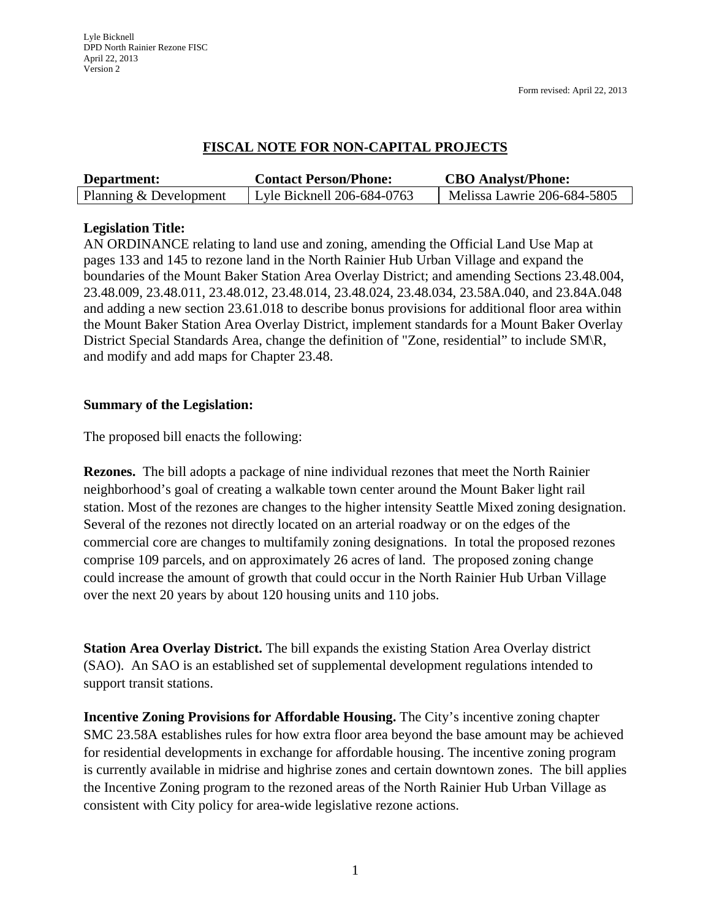Lyle Bicknell
DPD North Rainier Rezone FISC
April 22, 2013
Version 2

Form revised: April 22, 2013

# FISCAL NOTE FOR NON-CAPITAL PROJECTS

| Department: | Contact Person/Phone: | CBO Analyst/Phone: |
|---|---|---|
| Planning & Development | Lyle Bicknell 206-684-0763 | Melissa Lawrie 206-684-5805 |

**Legislation Title:**
AN ORDINANCE relating to land use and zoning, amending the Official Land Use Map at pages 133 and 145 to rezone land in the North Rainier Hub Urban Village and expand the boundaries of the Mount Baker Station Area Overlay District; and amending Sections 23.48.004, 23.48.009, 23.48.011, 23.48.012, 23.48.014, 23.48.024, 23.48.034, 23.58A.040, and 23.84A.048 and adding a new section 23.61.018 to describe bonus provisions for additional floor area within the Mount Baker Station Area Overlay District, implement standards for a Mount Baker Overlay District Special Standards Area, change the definition of "Zone, residential" to include SM\R, and modify and add maps for Chapter 23.48.

**Summary of the Legislation:**

The proposed bill enacts the following:

**Rezones.** The bill adopts a package of nine individual rezones that meet the North Rainier neighborhood's goal of creating a walkable town center around the Mount Baker light rail station. Most of the rezones are changes to the higher intensity Seattle Mixed zoning designation. Several of the rezones not directly located on an arterial roadway or on the edges of the commercial core are changes to multifamily zoning designations. In total the proposed rezones comprise 109 parcels, and on approximately 26 acres of land. The proposed zoning change could increase the amount of growth that could occur in the North Rainier Hub Urban Village over the next 20 years by about 120 housing units and 110 jobs.

**Station Area Overlay District.** The bill expands the existing Station Area Overlay district (SAO). An SAO is an established set of supplemental development regulations intended to support transit stations.

**Incentive Zoning Provisions for Affordable Housing.** The City's incentive zoning chapter SMC 23.58A establishes rules for how extra floor area beyond the base amount may be achieved for residential developments in exchange for affordable housing. The incentive zoning program is currently available in midrise and highrise zones and certain downtown zones. The bill applies the Incentive Zoning program to the rezoned areas of the North Rainier Hub Urban Village as consistent with City policy for area-wide legislative rezone actions.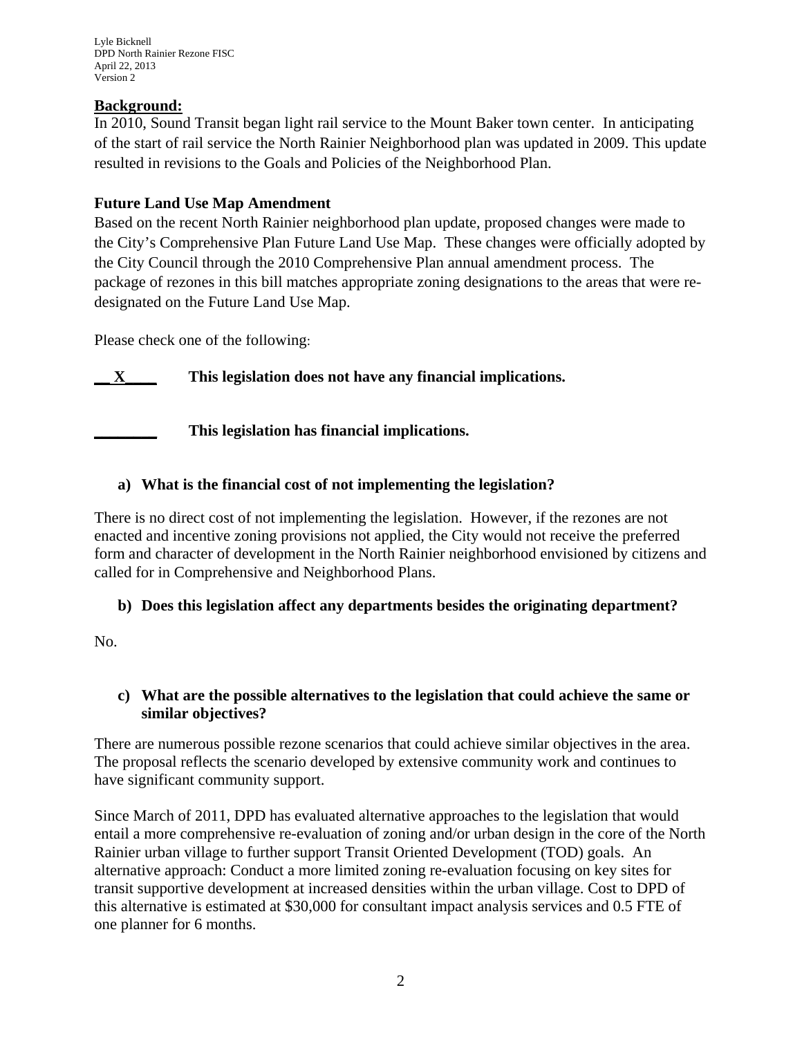**Background:**

In 2010, Sound Transit began light rail service to the Mount Baker town center. In anticipating of the start of rail service the North Rainier Neighborhood plan was updated in 2009. This update resulted in revisions to the Goals and Policies of the Neighborhood Plan.

**Future Land Use Map Amendment**

Based on the recent North Rainier neighborhood plan update, proposed changes were made to the City's Comprehensive Plan Future Land Use Map. These changes were officially adopted by the City Council through the 2010 Comprehensive Plan annual amendment process. The package of rezones in this bill matches appropriate zoning designations to the areas that were re-designated on the Future Land Use Map.

Please check one of the following:

__X____ **This legislation does not have any financial implications.**

________ **This legislation has financial implications.**

**a) What is the financial cost of not implementing the legislation?**

There is no direct cost of not implementing the legislation. However, if the rezones are not enacted and incentive zoning provisions not applied, the City would not receive the preferred form and character of development in the North Rainier neighborhood envisioned by citizens and called for in Comprehensive and Neighborhood Plans.

**b) Does this legislation affect any departments besides the originating department?**

No.

**c) What are the possible alternatives to the legislation that could achieve the same or similar objectives?**

There are numerous possible rezone scenarios that could achieve similar objectives in the area. The proposal reflects the scenario developed by extensive community work and continues to have significant community support.

Since March of 2011, DPD has evaluated alternative approaches to the legislation that would entail a more comprehensive re-evaluation of zoning and/or urban design in the core of the North Rainier urban village to further support Transit Oriented Development (TOD) goals. An alternative approach: Conduct a more limited zoning re-evaluation focusing on key sites for transit supportive development at increased densities within the urban village. Cost to DPD of this alternative is estimated at $30,000 for consultant impact analysis services and 0.5 FTE of one planner for 6 months.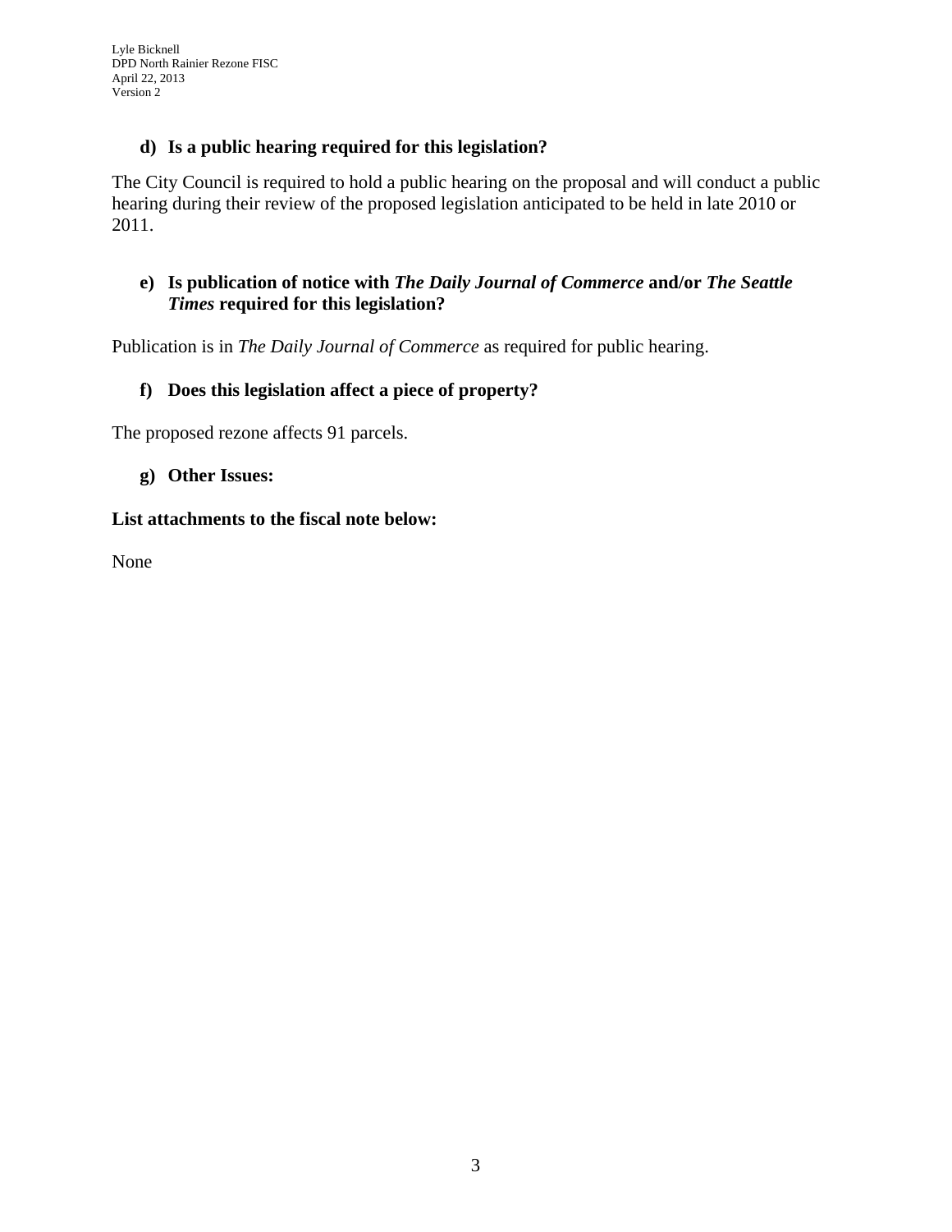**d) Is a public hearing required for this legislation?**

The City Council is required to hold a public hearing on the proposal and will conduct a public hearing during their review of the proposed legislation anticipated to be held in late 2010 or 2011.

**e) Is publication of notice with *The Daily Journal of Commerce* and/or *The Seattle Times* required for this legislation?**

Publication is in *The Daily Journal of Commerce* as required for public hearing.

**f) Does this legislation affect a piece of property?**

The proposed rezone affects 91 parcels.

**g) Other Issues:**

**List attachments to the fiscal note below:**

None